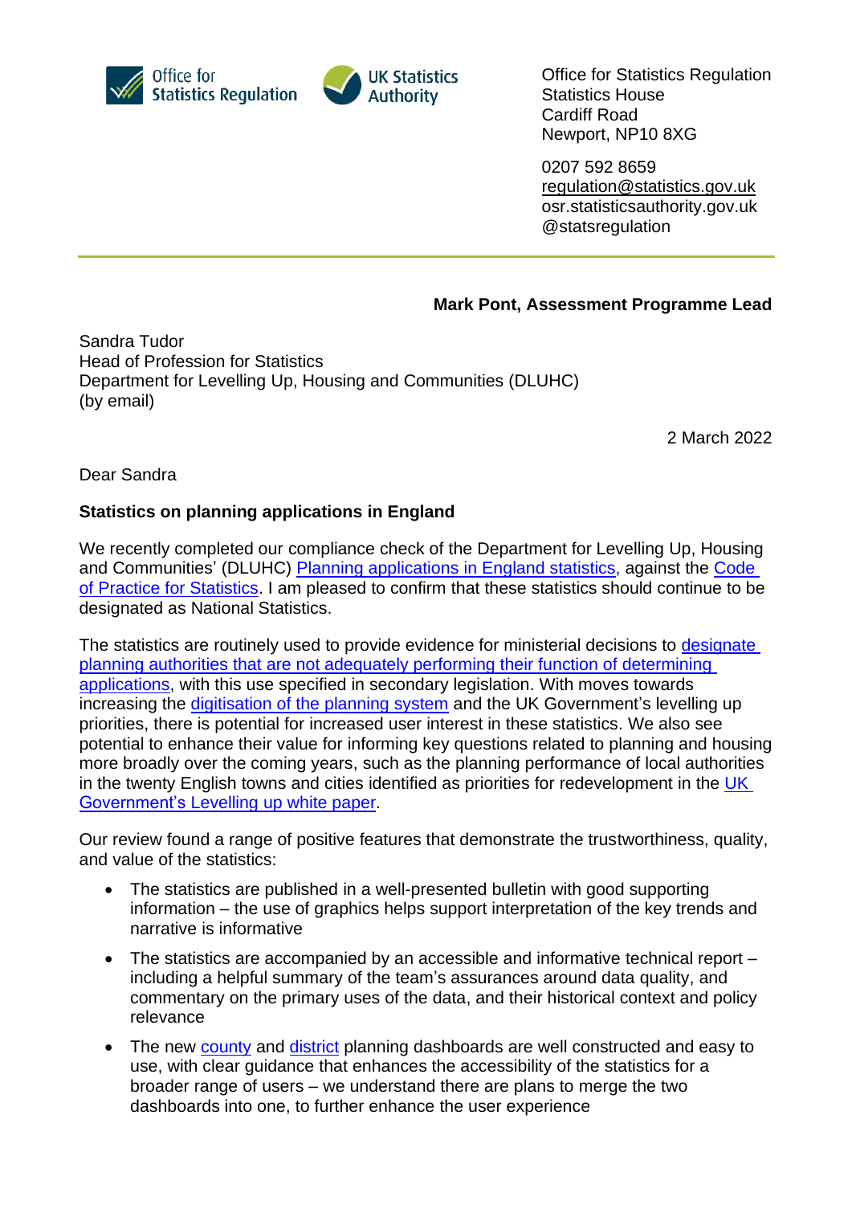Office for Statistics Regulation
Statistics House
Cardiff Road
Newport, NP10 8XG

0207 592 8659
regulation@statistics.gov.uk
osr.statisticsauthority.gov.uk
@statsregulation

**Mark Pont, Assessment Programme Lead**

Sandra Tudor
Head of Profession for Statistics
Department for Levelling Up, Housing and Communities (DLUHC)
(by email)

2 March 2022

Dear Sandra

**Statistics on planning applications in England**

We recently completed our compliance check of the Department for Levelling Up, Housing and Communities' (DLUHC) Planning applications in England statistics, against the Code of Practice for Statistics. I am pleased to confirm that these statistics should continue to be designated as National Statistics.

The statistics are routinely used to provide evidence for ministerial decisions to designate planning authorities that are not adequately performing their function of determining applications, with this use specified in secondary legislation. With moves towards increasing the digitisation of the planning system and the UK Government's levelling up priorities, there is potential for increased user interest in these statistics. We also see potential to enhance their value for informing key questions related to planning and housing more broadly over the coming years, such as the planning performance of local authorities in the twenty English towns and cities identified as priorities for redevelopment in the UK Government's Levelling up white paper.

Our review found a range of positive features that demonstrate the trustworthiness, quality, and value of the statistics:

- The statistics are published in a well-presented bulletin with good supporting information – the use of graphics helps support interpretation of the key trends and narrative is informative
- The statistics are accompanied by an accessible and informative technical report – including a helpful summary of the team's assurances around data quality, and commentary on the primary uses of the data, and their historical context and policy relevance
- The new county and district planning dashboards are well constructed and easy to use, with clear guidance that enhances the accessibility of the statistics for a broader range of users – we understand there are plans to merge the two dashboards into one, to further enhance the user experience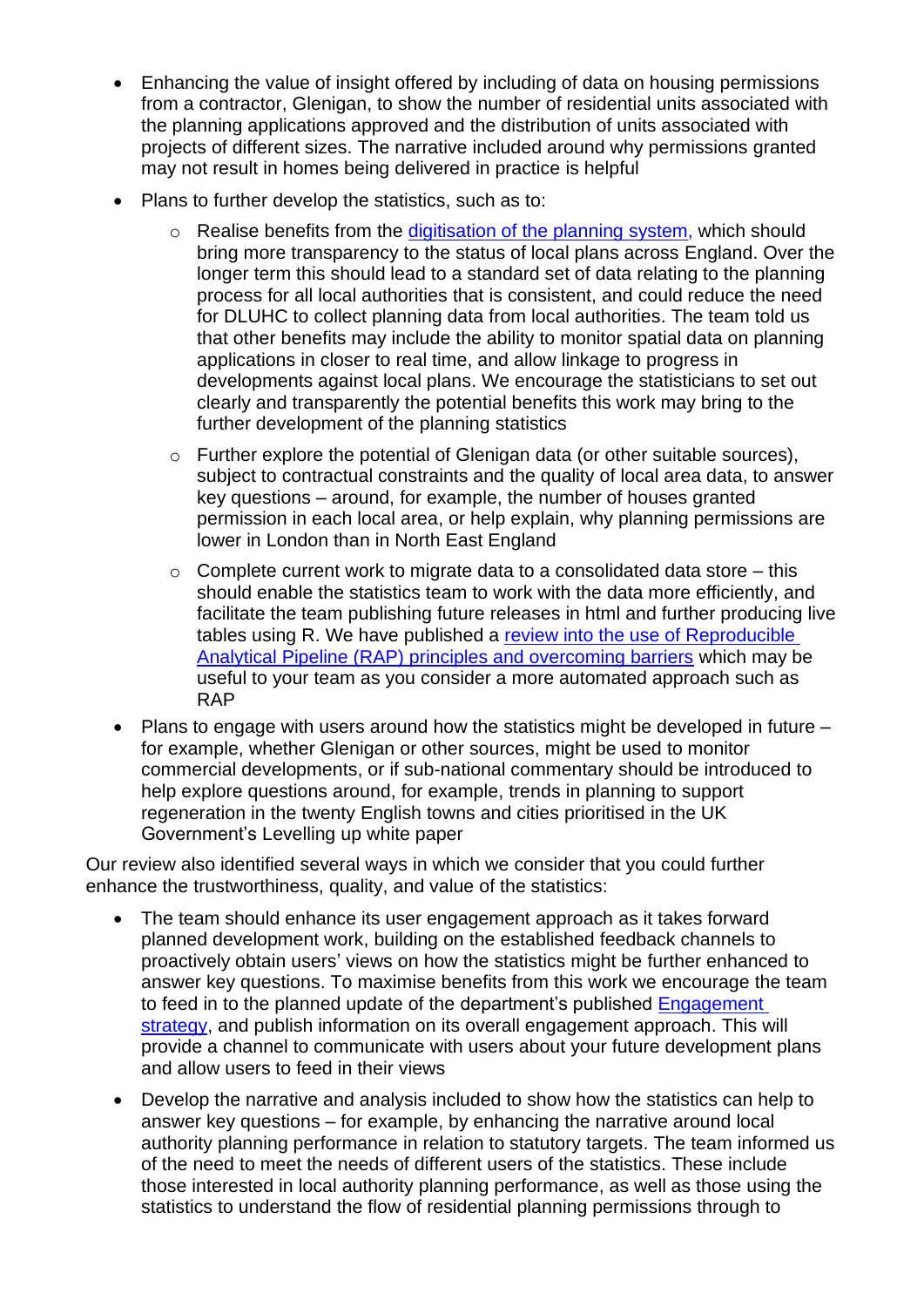- Enhancing the value of insight offered by including of data on housing permissions from a contractor, Glenigan, to show the number of residential units associated with the planning applications approved and the distribution of units associated with projects of different sizes. The narrative included around why permissions granted may not result in homes being delivered in practice is helpful
- Plans to further develop the statistics, such as to:
  - Realise benefits from the [digitisation of the planning system,](#) which should bring more transparency to the status of local plans across England. Over the longer term this should lead to a standard set of data relating to the planning process for all local authorities that is consistent, and could reduce the need for DLUHC to collect planning data from local authorities. The team told us that other benefits may include the ability to monitor spatial data on planning applications in closer to real time, and allow linkage to progress in developments against local plans. We encourage the statisticians to set out clearly and transparently the potential benefits this work may bring to the further development of the planning statistics
  - Further explore the potential of Glenigan data (or other suitable sources), subject to contractual constraints and the quality of local area data, to answer key questions – around, for example, the number of houses granted permission in each local area, or help explain, why planning permissions are lower in London than in North East England
  - Complete current work to migrate data to a consolidated data store – this should enable the statistics team to work with the data more efficiently, and facilitate the team publishing future releases in html and further producing live tables using R. We have published a [review into the use of Reproducible Analytical Pipeline (RAP) principles and overcoming barriers](#) which may be useful to your team as you consider a more automated approach such as RAP
- Plans to engage with users around how the statistics might be developed in future – for example, whether Glenigan or other sources, might be used to monitor commercial developments, or if sub-national commentary should be introduced to help explore questions around, for example, trends in planning to support regeneration in the twenty English towns and cities prioritised in the UK Government's Levelling up white paper

Our review also identified several ways in which we consider that you could further enhance the trustworthiness, quality, and value of the statistics:

- The team should enhance its user engagement approach as it takes forward planned development work, building on the established feedback channels to proactively obtain users' views on how the statistics might be further enhanced to answer key questions. To maximise benefits from this work we encourage the team to feed in to the planned update of the department's published [Engagement strategy](#), and publish information on its overall engagement approach. This will provide a channel to communicate with users about your future development plans and allow users to feed in their views
- Develop the narrative and analysis included to show how the statistics can help to answer key questions – for example, by enhancing the narrative around local authority planning performance in relation to statutory targets. The team informed us of the need to meet the needs of different users of the statistics. These include those interested in local authority planning performance, as well as those using the statistics to understand the flow of residential planning permissions through to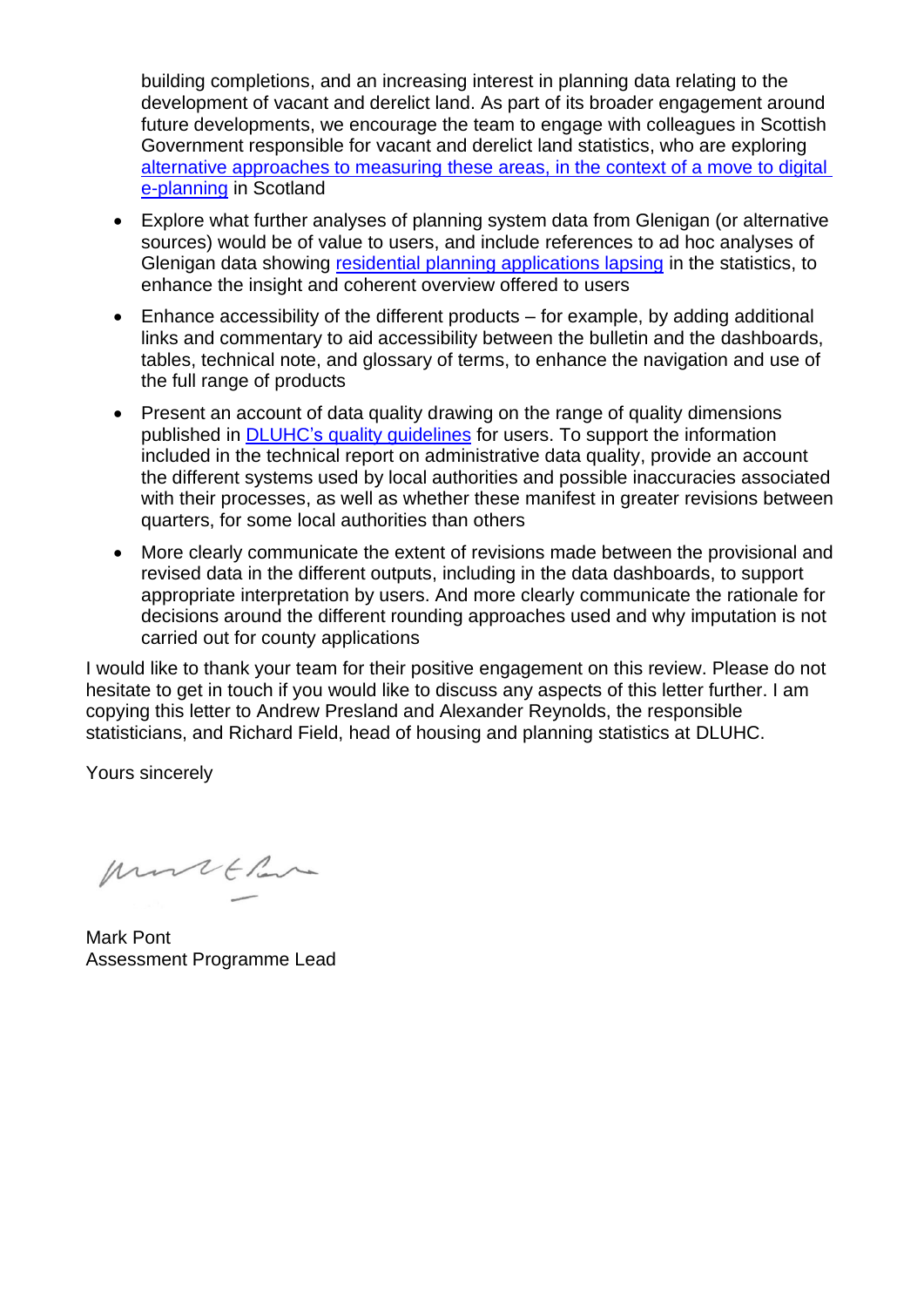building completions, and an increasing interest in planning data relating to the development of vacant and derelict land. As part of its broader engagement around future developments, we encourage the team to engage with colleagues in Scottish Government responsible for vacant and derelict land statistics, who are exploring [alternative approaches to measuring these areas, in the context of a move to digital e-planning] in Scotland

- Explore what further analyses of planning system data from Glenigan (or alternative sources) would be of value to users, and include references to ad hoc analyses of Glenigan data showing [residential planning applications lapsing] in the statistics, to enhance the insight and coherent overview offered to users
- Enhance accessibility of the different products – for example, by adding additional links and commentary to aid accessibility between the bulletin and the dashboards, tables, technical note, and glossary of terms, to enhance the navigation and use of the full range of products
- Present an account of data quality drawing on the range of quality dimensions published in [DLUHC's quality guidelines] for users. To support the information included in the technical report on administrative data quality, provide an account the different systems used by local authorities and possible inaccuracies associated with their processes, as well as whether these manifest in greater revisions between quarters, for some local authorities than others
- More clearly communicate the extent of revisions made between the provisional and revised data in the different outputs, including in the data dashboards, to support appropriate interpretation by users. And more clearly communicate the rationale for decisions around the different rounding approaches used and why imputation is not carried out for county applications

I would like to thank your team for their positive engagement on this review. Please do not hesitate to get in touch if you would like to discuss any aspects of this letter further. I am copying this letter to Andrew Presland and Alexander Reynolds, the responsible statisticians, and Richard Field, head of housing and planning statistics at DLUHC.

Yours sincerely

Mark Pont
Assessment Programme Lead